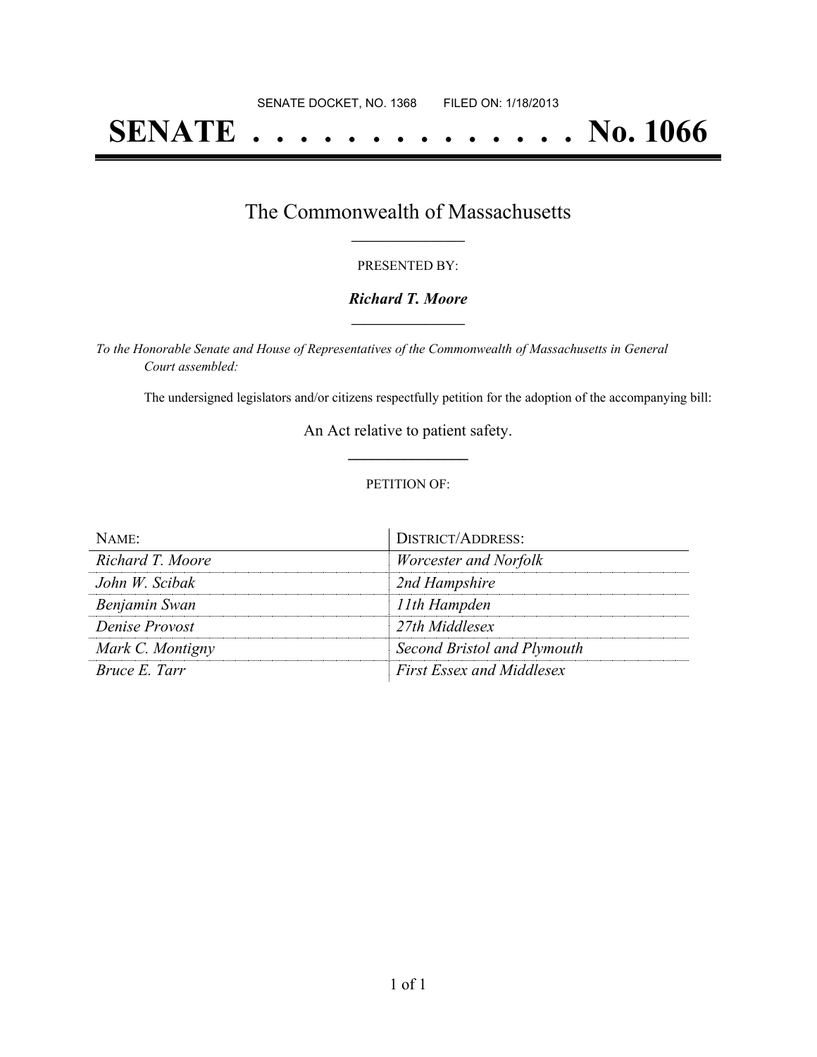SENATE DOCKET, NO. 1368        FILED ON: 1/18/2013

# SENATE . . . . . . . . . . . . . . . No. 1066

## The Commonwealth of Massachusetts

PRESENTED BY:

***Richard T. Moore***

*To the Honorable Senate and House of Representatives of the Commonwealth of Massachusetts in General Court assembled:*

The undersigned legislators and/or citizens respectfully petition for the adoption of the accompanying bill:

An Act relative to patient safety.

PETITION OF:

| NAME: | DISTRICT/ADDRESS: |
|---|---|
| *Richard T. Moore* | *Worcester and Norfolk* |
| *John W. Scibak* | *2nd Hampshire* |
| *Benjamin Swan* | *11th Hampden* |
| *Denise Provost* | *27th Middlesex* |
| *Mark C. Montigny* | *Second Bristol and Plymouth* |
| *Bruce E. Tarr* | *First Essex and Middlesex* |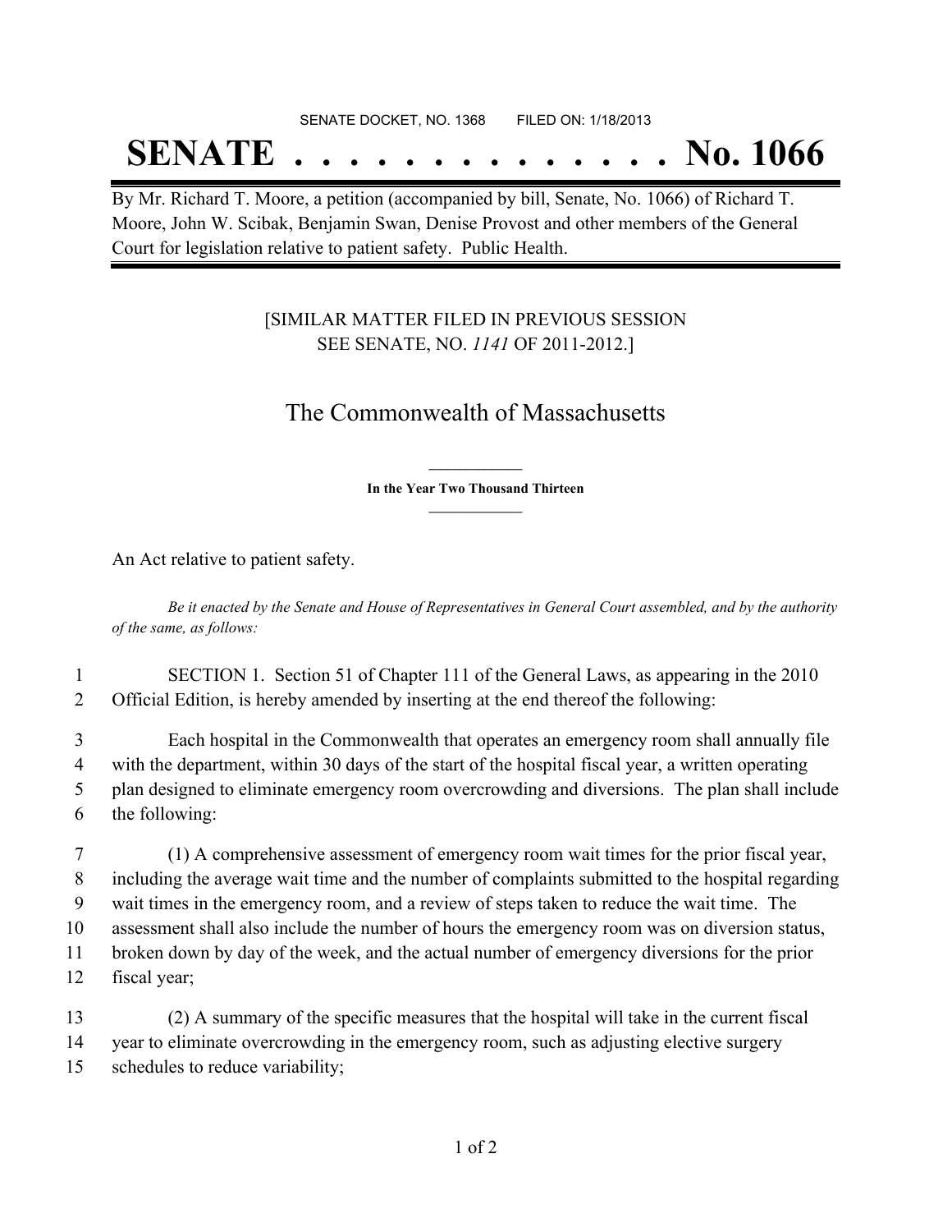SENATE DOCKET, NO. 1368 FILED ON: 1/18/2013

# SENATE . . . . . . . . . . . . . . No. 1066

By Mr. Richard T. Moore, a petition (accompanied by bill, Senate, No. 1066) of Richard T. Moore, John W. Scibak, Benjamin Swan, Denise Provost and other members of the General Court for legislation relative to patient safety. Public Health.

[SIMILAR MATTER FILED IN PREVIOUS SESSION SEE SENATE, NO. *1141* OF 2011-2012.]

## The Commonwealth of Massachusetts

**In the Year Two Thousand Thirteen**

An Act relative to patient safety.

*Be it enacted by the Senate and House of Representatives in General Court assembled, and by the authority of the same, as follows:*

1 SECTION 1. Section 51 of Chapter 111 of the General Laws, as appearing in the 2010
2 Official Edition, is hereby amended by inserting at the end thereof the following:

3 Each hospital in the Commonwealth that operates an emergency room shall annually file
4 with the department, within 30 days of the start of the hospital fiscal year, a written operating
5 plan designed to eliminate emergency room overcrowding and diversions. The plan shall include
6 the following:

7 (1) A comprehensive assessment of emergency room wait times for the prior fiscal year,
8 including the average wait time and the number of complaints submitted to the hospital regarding
9 wait times in the emergency room, and a review of steps taken to reduce the wait time. The
10 assessment shall also include the number of hours the emergency room was on diversion status,
11 broken down by day of the week, and the actual number of emergency diversions for the prior
12 fiscal year;

13 (2) A summary of the specific measures that the hospital will take in the current fiscal
14 year to eliminate overcrowding in the emergency room, such as adjusting elective surgery
15 schedules to reduce variability;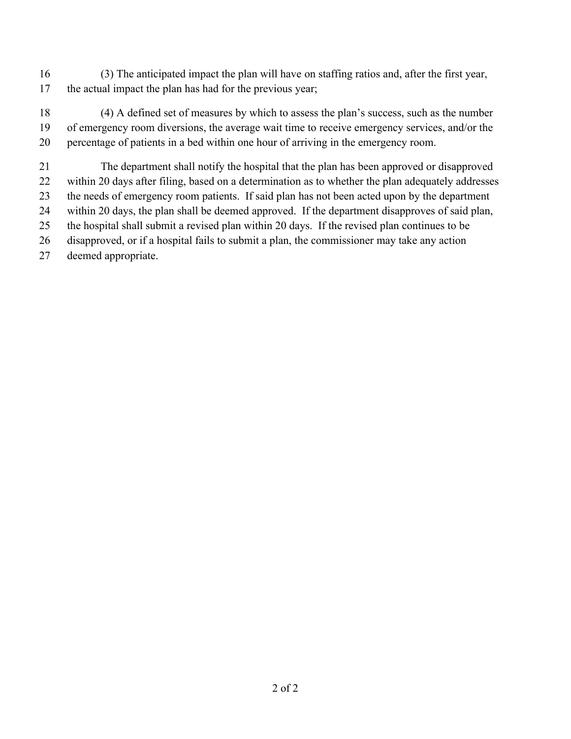(3) The anticipated impact the plan will have on staffing ratios and, after the first year, the actual impact the plan has had for the previous year;

(4) A defined set of measures by which to assess the plan's success, such as the number of emergency room diversions, the average wait time to receive emergency services, and/or the percentage of patients in a bed within one hour of arriving in the emergency room.

The department shall notify the hospital that the plan has been approved or disapproved within 20 days after filing, based on a determination as to whether the plan adequately addresses the needs of emergency room patients. If said plan has not been acted upon by the department within 20 days, the plan shall be deemed approved. If the department disapproves of said plan, the hospital shall submit a revised plan within 20 days. If the revised plan continues to be disapproved, or if a hospital fails to submit a plan, the commissioner may take any action deemed appropriate.